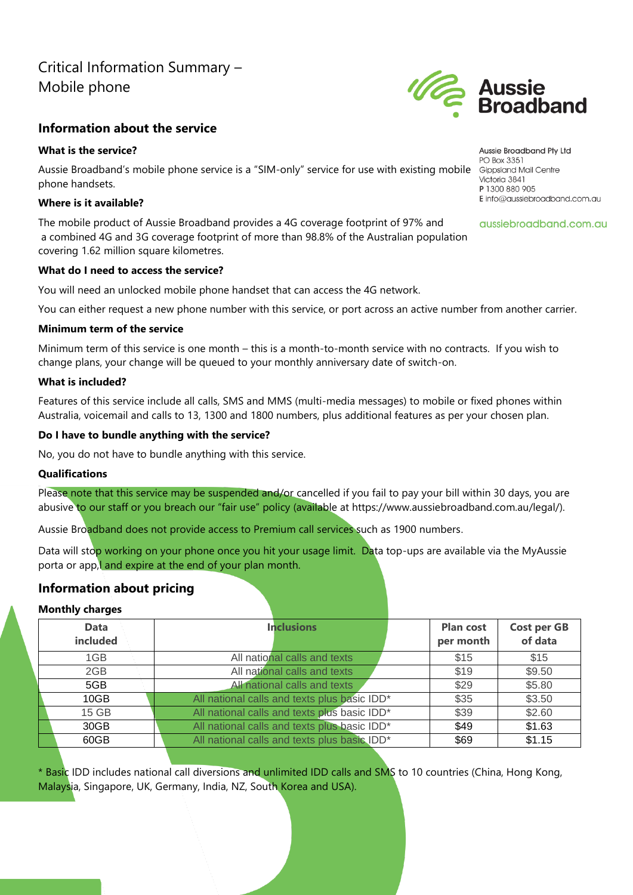# Critical Information Summary – Mobile phone

Aussie Broadband Pty Ltd
PO Box 3351
Gippsland Mail Centre
Victoria 3841
P 1300 880 905
E info@aussiebroadband.com.au

aussiebroadband.com.au

## Information about the service

### What is the service?

Aussie Broadband's mobile phone service is a "SIM-only" service for use with existing mobile phone handsets.

### Where is it available?

The mobile product of Aussie Broadband provides a 4G coverage footprint of 97% and a combined 4G and 3G coverage footprint of more than 98.8% of the Australian population covering 1.62 million square kilometres.

### What do I need to access the service?

You will need an unlocked mobile phone handset that can access the 4G network.

You can either request a new phone number with this service, or port across an active number from another carrier.

### Minimum term of the service

Minimum term of this service is one month – this is a month-to-month service with no contracts. If you wish to change plans, your change will be queued to your monthly anniversary date of switch-on.

### What is included?

Features of this service include all calls, SMS and MMS (multi-media messages) to mobile or fixed phones within Australia, voicemail and calls to 13, 1300 and 1800 numbers, plus additional features as per your chosen plan.

### Do I have to bundle anything with the service?

No, you do not have to bundle anything with this service.

### Qualifications

Please note that this service may be suspended and/or cancelled if you fail to pay your bill within 30 days, you are abusive to our staff or you breach our "fair use" policy (available at https://www.aussiebroadband.com.au/legal/).

Aussie Broadband does not provide access to Premium call services such as 1900 numbers.

Data will stop working on your phone once you hit your usage limit. Data top-ups are available via the MyAussie porta or app, and expire at the end of your plan month.

## Information about pricing

### Monthly charges

| Data included | Inclusions | Plan cost per month | Cost per GB of data |
|---|---|---|---|
| 1GB | All national calls and texts | $15 | $15 |
| 2GB | All national calls and texts | $19 | $9.50 |
| 5GB | All national calls and texts | $29 | $5.80 |
| 10GB | All national calls and texts plus basic IDD* | $35 | $3.50 |
| 15 GB | All national calls and texts plus basic IDD* | $39 | $2.60 |
| 30GB | All national calls and texts plus basic IDD* | $49 | $1.63 |
| 60GB | All national calls and texts plus basic IDD* | $69 | $1.15 |

* Basic IDD includes national call diversions and unlimited IDD calls and SMS to 10 countries (China, Hong Kong, Malaysia, Singapore, UK, Germany, India, NZ, South Korea and USA).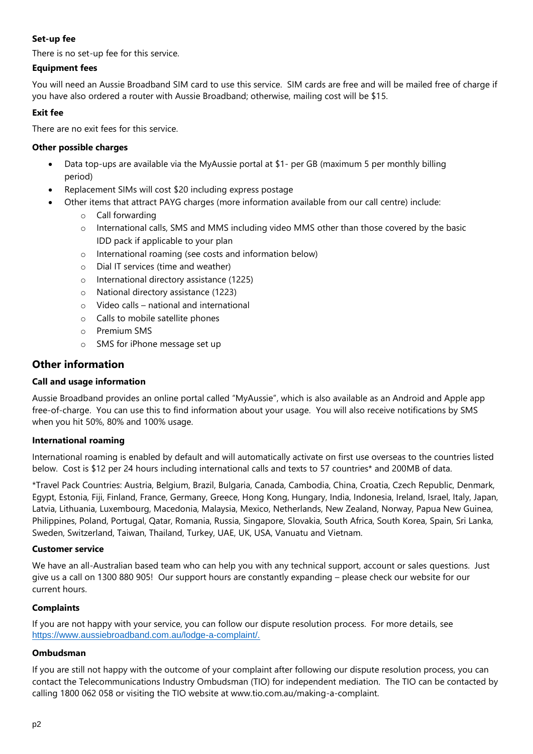**Set-up fee**

There is no set-up fee for this service.

**Equipment fees**

You will need an Aussie Broadband SIM card to use this service. SIM cards are free and will be mailed free of charge if you have also ordered a router with Aussie Broadband; otherwise, mailing cost will be $15.

**Exit fee**

There are no exit fees for this service.

**Other possible charges**

- Data top-ups are available via the MyAussie portal at $1- per GB (maximum 5 per monthly billing period)
- Replacement SIMs will cost $20 including express postage
- Other items that attract PAYG charges (more information available from our call centre) include:
  - Call forwarding
  - International calls, SMS and MMS including video MMS other than those covered by the basic IDD pack if applicable to your plan
  - International roaming (see costs and information below)
  - Dial IT services (time and weather)
  - International directory assistance (1225)
  - National directory assistance (1223)
  - Video calls – national and international
  - Calls to mobile satellite phones
  - Premium SMS
  - SMS for iPhone message set up

## Other information

**Call and usage information**

Aussie Broadband provides an online portal called "MyAussie", which is also available as an Android and Apple app free-of-charge. You can use this to find information about your usage. You will also receive notifications by SMS when you hit 50%, 80% and 100% usage.

**International roaming**

International roaming is enabled by default and will automatically activate on first use overseas to the countries listed below. Cost is $12 per 24 hours including international calls and texts to 57 countries* and 200MB of data.

*Travel Pack Countries: Austria, Belgium, Brazil, Bulgaria, Canada, Cambodia, China, Croatia, Czech Republic, Denmark, Egypt, Estonia, Fiji, Finland, France, Germany, Greece, Hong Kong, Hungary, India, Indonesia, Ireland, Israel, Italy, Japan, Latvia, Lithuania, Luxembourg, Macedonia, Malaysia, Mexico, Netherlands, New Zealand, Norway, Papua New Guinea, Philippines, Poland, Portugal, Qatar, Romania, Russia, Singapore, Slovakia, South Africa, South Korea, Spain, Sri Lanka, Sweden, Switzerland, Taiwan, Thailand, Turkey, UAE, UK, USA, Vanuatu and Vietnam.

**Customer service**

We have an all-Australian based team who can help you with any technical support, account or sales questions. Just give us a call on 1300 880 905! Our support hours are constantly expanding – please check our website for our current hours.

**Complaints**

If you are not happy with your service, you can follow our dispute resolution process. For more details, see https://www.aussiebroadband.com.au/lodge-a-complaint/.

**Ombudsman**

If you are still not happy with the outcome of your complaint after following our dispute resolution process, you can contact the Telecommunications Industry Ombudsman (TIO) for independent mediation. The TIO can be contacted by calling 1800 062 058 or visiting the TIO website at www.tio.com.au/making-a-complaint.